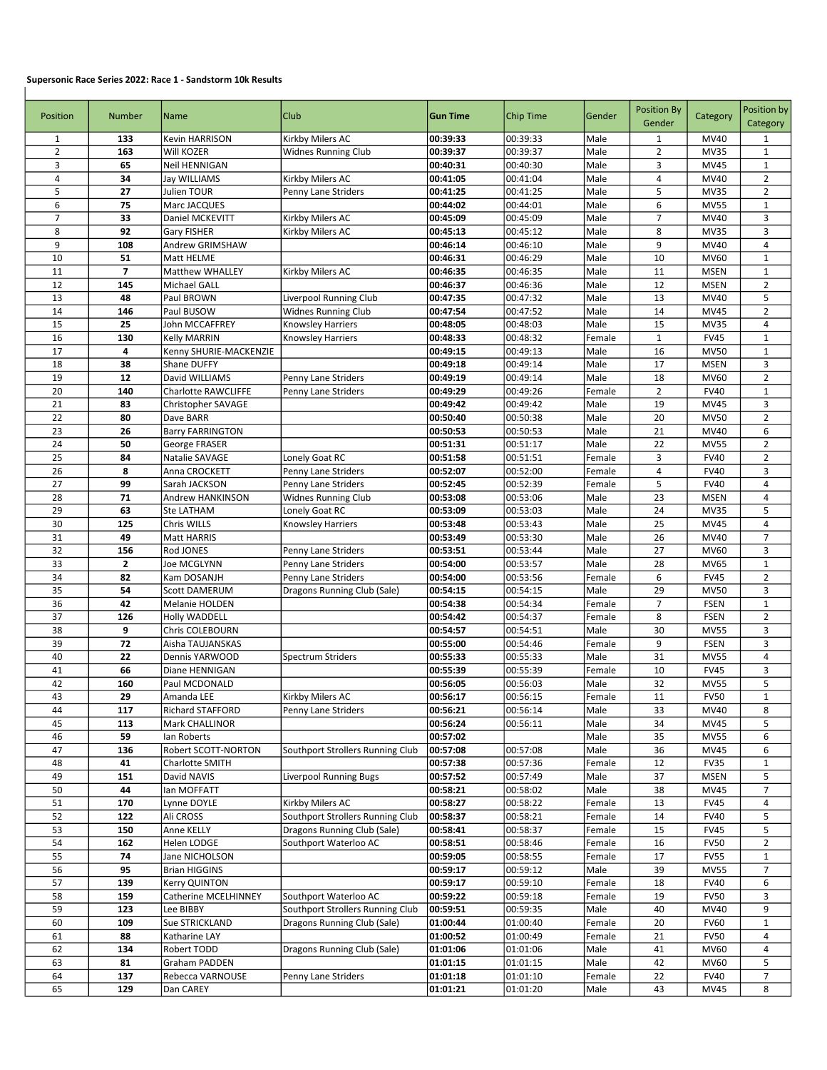**Supersonic Race Series 2022: Race 1 - Sandstorm 10k Results**

| Position | Number | Name | Club | Gun Time | Chip Time | Gender | Position By Gender | Category | Position by Category |
|---|---|---|---|---|---|---|---|---|---|
| 1 | 133 | Kevin HARRISON | Kirkby Milers AC | 00:39:33 | 00:39:33 | Male | 1 | MV40 | 1 |
| 2 | 163 | Will KOZER | Widnes Running Club | 00:39:37 | 00:39:37 | Male | 2 | MV35 | 1 |
| 3 | 65 | Neil HENNIGAN | | 00:40:31 | 00:40:30 | Male | 3 | MV45 | 1 |
| 4 | 34 | Jay WILLIAMS | Kirkby Milers AC | 00:41:05 | 00:41:04 | Male | 4 | MV40 | 2 |
| 5 | 27 | Julien TOUR | Penny Lane Striders | 00:41:25 | 00:41:25 | Male | 5 | MV35 | 2 |
| 6 | 75 | Marc JACQUES | | 00:44:02 | 00:44:01 | Male | 6 | MV55 | 1 |
| 7 | 33 | Daniel MCKEVITT | Kirkby Milers AC | 00:45:09 | 00:45:09 | Male | 7 | MV40 | 3 |
| 8 | 92 | Gary FISHER | Kirkby Milers AC | 00:45:13 | 00:45:12 | Male | 8 | MV35 | 3 |
| 9 | 108 | Andrew GRIMSHAW | | 00:46:14 | 00:46:10 | Male | 9 | MV40 | 4 |
| 10 | 51 | Matt HELME | | 00:46:31 | 00:46:29 | Male | 10 | MV60 | 1 |
| 11 | 7 | Matthew WHALLEY | Kirkby Milers AC | 00:46:35 | 00:46:35 | Male | 11 | MSEN | 1 |
| 12 | 145 | Michael GALL | | 00:46:37 | 00:46:36 | Male | 12 | MSEN | 2 |
| 13 | 48 | Paul BROWN | Liverpool Running Club | 00:47:35 | 00:47:32 | Male | 13 | MV40 | 5 |
| 14 | 146 | Paul BUSOW | Widnes Running Club | 00:47:54 | 00:47:52 | Male | 14 | MV45 | 2 |
| 15 | 25 | John MCCAFFREY | Knowsley Harriers | 00:48:05 | 00:48:03 | Male | 15 | MV35 | 4 |
| 16 | 130 | Kelly MARRIN | Knowsley Harriers | 00:48:33 | 00:48:32 | Female | 1 | FV45 | 1 |
| 17 | 4 | Kenny SHURIE-MACKENZIE | | 00:49:15 | 00:49:13 | Male | 16 | MV50 | 1 |
| 18 | 38 | Shane DUFFY | | 00:49:18 | 00:49:14 | Male | 17 | MSEN | 3 |
| 19 | 12 | David WILLIAMS | Penny Lane Striders | 00:49:19 | 00:49:14 | Male | 18 | MV60 | 2 |
| 20 | 140 | Charlotte RAWCLIFFE | Penny Lane Striders | 00:49:29 | 00:49:26 | Female | 2 | FV40 | 1 |
| 21 | 83 | Christopher SAVAGE | | 00:49:42 | 00:49:42 | Male | 19 | MV45 | 3 |
| 22 | 80 | Dave BARR | | 00:50:40 | 00:50:38 | Male | 20 | MV50 | 2 |
| 23 | 26 | Barry FARRINGTON | | 00:50:53 | 00:50:53 | Male | 21 | MV40 | 6 |
| 24 | 50 | George FRASER | | 00:51:31 | 00:51:17 | Male | 22 | MV55 | 2 |
| 25 | 84 | Natalie SAVAGE | Lonely Goat RC | 00:51:58 | 00:51:51 | Female | 3 | FV40 | 2 |
| 26 | 8 | Anna CROCKETT | Penny Lane Striders | 00:52:07 | 00:52:00 | Female | 4 | FV40 | 3 |
| 27 | 99 | Sarah JACKSON | Penny Lane Striders | 00:52:45 | 00:52:39 | Female | 5 | FV40 | 4 |
| 28 | 71 | Andrew HANKINSON | Widnes Running Club | 00:53:08 | 00:53:06 | Male | 23 | MSEN | 4 |
| 29 | 63 | Ste LATHAM | Lonely Goat RC | 00:53:09 | 00:53:03 | Male | 24 | MV35 | 5 |
| 30 | 125 | Chris WILLS | Knowsley Harriers | 00:53:48 | 00:53:43 | Male | 25 | MV45 | 4 |
| 31 | 49 | Matt HARRIS | | 00:53:49 | 00:53:30 | Male | 26 | MV40 | 7 |
| 32 | 156 | Rod JONES | Penny Lane Striders | 00:53:51 | 00:53:44 | Male | 27 | MV60 | 3 |
| 33 | 2 | Joe MCGLYNN | Penny Lane Striders | 00:54:00 | 00:53:57 | Male | 28 | MV65 | 1 |
| 34 | 82 | Kam DOSANJH | Penny Lane Striders | 00:54:00 | 00:53:56 | Female | 6 | FV45 | 2 |
| 35 | 54 | Scott DAMERUM | Dragons Running Club (Sale) | 00:54:15 | 00:54:15 | Male | 29 | MV50 | 3 |
| 36 | 42 | Melanie HOLDEN | | 00:54:38 | 00:54:34 | Female | 7 | FSEN | 1 |
| 37 | 126 | Holly WADDELL | | 00:54:42 | 00:54:37 | Female | 8 | FSEN | 2 |
| 38 | 9 | Chris COLEBOURN | | 00:54:57 | 00:54:51 | Male | 30 | MV55 | 3 |
| 39 | 72 | Aisha TAUJANSKAS | | 00:55:00 | 00:54:46 | Female | 9 | FSEN | 3 |
| 40 | 22 | Dennis YARWOOD | Spectrum Striders | 00:55:33 | 00:55:33 | Male | 31 | MV55 | 4 |
| 41 | 66 | Diane HENNIGAN | | 00:55:39 | 00:55:39 | Female | 10 | FV45 | 3 |
| 42 | 160 | Paul MCDONALD | | 00:56:05 | 00:56:03 | Male | 32 | MV55 | 5 |
| 43 | 29 | Amanda LEE | Kirkby Milers AC | 00:56:17 | 00:56:15 | Female | 11 | FV50 | 1 |
| 44 | 117 | Richard STAFFORD | Penny Lane Striders | 00:56:21 | 00:56:14 | Male | 33 | MV40 | 8 |
| 45 | 113 | Mark CHALLINOR | | 00:56:24 | 00:56:11 | Male | 34 | MV45 | 5 |
| 46 | 59 | Ian Roberts | | 00:57:02 | | Male | 35 | MV55 | 6 |
| 47 | 136 | Robert SCOTT-NORTON | Southport Strollers Running Club | 00:57:08 | 00:57:08 | Male | 36 | MV45 | 6 |
| 48 | 41 | Charlotte SMITH | | 00:57:38 | 00:57:36 | Female | 12 | FV35 | 1 |
| 49 | 151 | David NAVIS | Liverpool Running Bugs | 00:57:52 | 00:57:49 | Male | 37 | MSEN | 5 |
| 50 | 44 | Ian MOFFATT | | 00:58:21 | 00:58:02 | Male | 38 | MV45 | 7 |
| 51 | 170 | Lynne DOYLE | Kirkby Milers AC | 00:58:27 | 00:58:22 | Female | 13 | FV45 | 4 |
| 52 | 122 | Ali CROSS | Southport Strollers Running Club | 00:58:37 | 00:58:21 | Female | 14 | FV40 | 5 |
| 53 | 150 | Anne KELLY | Dragons Running Club (Sale) | 00:58:41 | 00:58:37 | Female | 15 | FV45 | 5 |
| 54 | 162 | Helen LODGE | Southport Waterloo AC | 00:58:51 | 00:58:46 | Female | 16 | FV50 | 2 |
| 55 | 74 | Jane NICHOLSON | | 00:59:05 | 00:58:55 | Female | 17 | FV55 | 1 |
| 56 | 95 | Brian HIGGINS | | 00:59:17 | 00:59:12 | Male | 39 | MV55 | 7 |
| 57 | 139 | Kerry QUINTON | | 00:59:17 | 00:59:10 | Female | 18 | FV40 | 6 |
| 58 | 159 | Catherine MCELHINNEY | Southport Waterloo AC | 00:59:22 | 00:59:18 | Female | 19 | FV50 | 3 |
| 59 | 123 | Lee BIBBY | Southport Strollers Running Club | 00:59:51 | 00:59:35 | Male | 40 | MV40 | 9 |
| 60 | 109 | Sue STRICKLAND | Dragons Running Club (Sale) | 01:00:44 | 01:00:40 | Female | 20 | FV60 | 1 |
| 61 | 88 | Katharine LAY | | 01:00:52 | 01:00:49 | Female | 21 | FV50 | 4 |
| 62 | 134 | Robert TODD | Dragons Running Club (Sale) | 01:01:06 | 01:01:06 | Male | 41 | MV60 | 4 |
| 63 | 81 | Graham PADDEN | | 01:01:15 | 01:01:15 | Male | 42 | MV60 | 5 |
| 64 | 137 | Rebecca VARNOUSE | Penny Lane Striders | 01:01:18 | 01:01:10 | Female | 22 | FV40 | 7 |
| 65 | 129 | Dan CAREY | | 01:01:21 | 01:01:20 | Male | 43 | MV45 | 8 |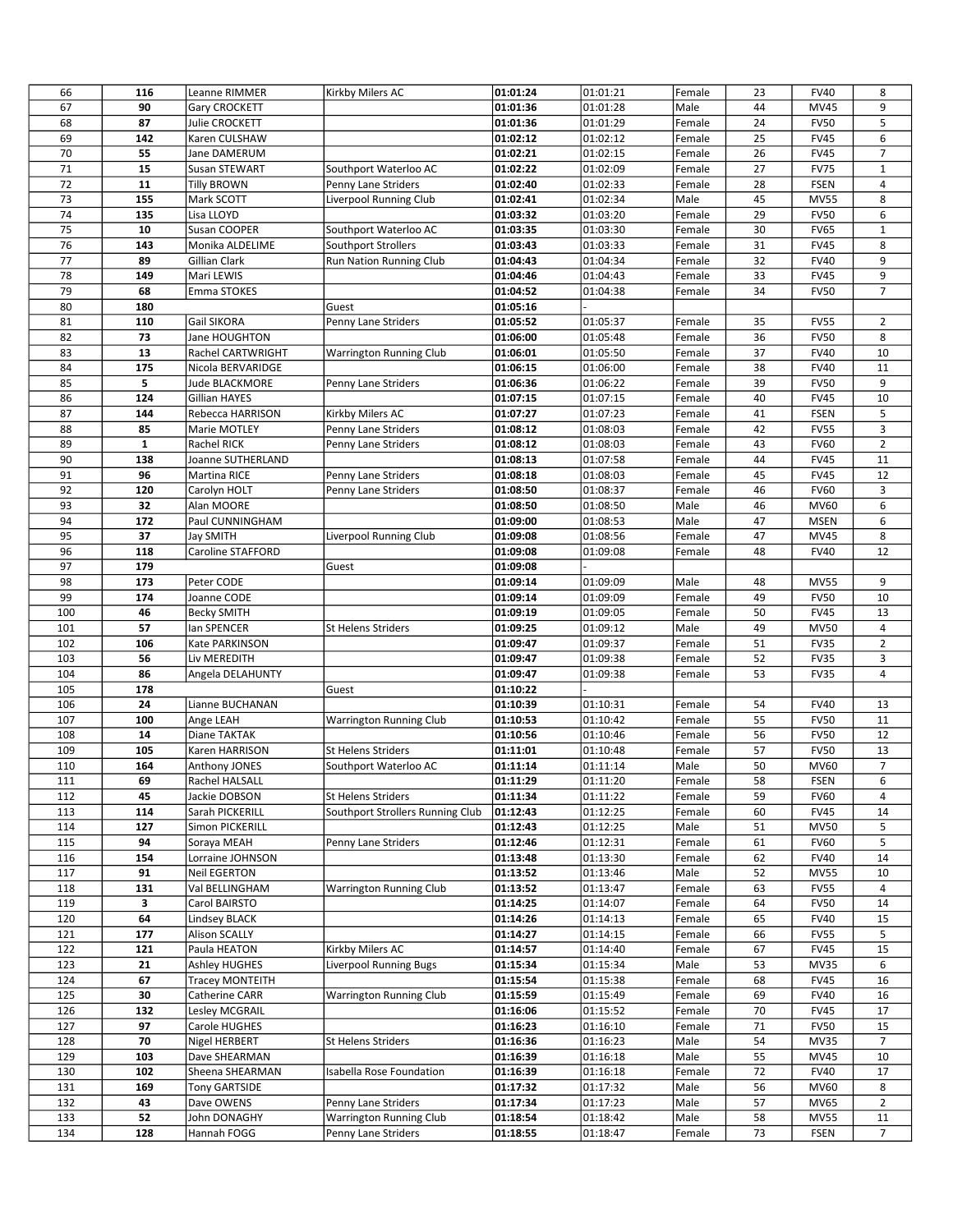| 66 | 116 | Leanne RIMMER | Kirkby Milers AC | **01:01:24** | 01:01:21 | Female | 23 | FV40 | 8 |
|---|---|---|---|---|---|---|---|---|---|
| 67 | 90 | Gary CROCKETT | | **01:01:36** | 01:01:28 | Male | 44 | MV45 | 9 |
| 68 | 87 | Julie CROCKETT | | **01:01:36** | 01:01:29 | Female | 24 | FV50 | 5 |
| 69 | 142 | Karen CULSHAW | | **01:02:12** | 01:02:12 | Female | 25 | FV45 | 6 |
| 70 | 55 | Jane DAMERUM | | **01:02:21** | 01:02:15 | Female | 26 | FV45 | 7 |
| 71 | 15 | Susan STEWART | Southport Waterloo AC | **01:02:22** | 01:02:09 | Female | 27 | FV75 | 1 |
| 72 | 11 | Tilly BROWN | Penny Lane Striders | **01:02:40** | 01:02:33 | Female | 28 | FSEN | 4 |
| 73 | 155 | Mark SCOTT | Liverpool Running Club | **01:02:41** | 01:02:34 | Male | 45 | MV55 | 8 |
| 74 | 135 | Lisa LLOYD | | **01:03:32** | 01:03:20 | Female | 29 | FV50 | 6 |
| 75 | 10 | Susan COOPER | Southport Waterloo AC | **01:03:35** | 01:03:30 | Female | 30 | FV65 | 1 |
| 76 | 143 | Monika ALDELIME | Southport Strollers | **01:03:43** | 01:03:33 | Female | 31 | FV45 | 8 |
| 77 | 89 | Gillian Clark | Run Nation Running Club | **01:04:43** | 01:04:34 | Female | 32 | FV40 | 9 |
| 78 | 149 | Mari LEWIS | | **01:04:46** | 01:04:43 | Female | 33 | FV45 | 9 |
| 79 | 68 | Emma STOKES | | **01:04:52** | 01:04:38 | Female | 34 | FV50 | 7 |
| 80 | 180 | | Guest | **01:05:16** | - | | | | |
| 81 | 110 | Gail SIKORA | Penny Lane Striders | **01:05:52** | 01:05:37 | Female | 35 | FV55 | 2 |
| 82 | 73 | Jane HOUGHTON | | **01:06:00** | 01:05:48 | Female | 36 | FV50 | 8 |
| 83 | 13 | Rachel CARTWRIGHT | Warrington Running Club | **01:06:01** | 01:05:50 | Female | 37 | FV40 | 10 |
| 84 | 175 | Nicola BERVARIDGE | | **01:06:15** | 01:06:00 | Female | 38 | FV40 | 11 |
| 85 | 5 | Jude BLACKMORE | Penny Lane Striders | **01:06:36** | 01:06:22 | Female | 39 | FV50 | 9 |
| 86 | 124 | Gillian HAYES | | **01:07:15** | 01:07:15 | Female | 40 | FV45 | 10 |
| 87 | 144 | Rebecca HARRISON | Kirkby Milers AC | **01:07:27** | 01:07:23 | Female | 41 | FSEN | 5 |
| 88 | 85 | Marie MOTLEY | Penny Lane Striders | **01:08:12** | 01:08:03 | Female | 42 | FV55 | 3 |
| 89 | 1 | Rachel RICK | Penny Lane Striders | **01:08:12** | 01:08:03 | Female | 43 | FV60 | 2 |
| 90 | 138 | Joanne SUTHERLAND | | **01:08:13** | 01:07:58 | Female | 44 | FV45 | 11 |
| 91 | 96 | Martina RICE | Penny Lane Striders | **01:08:18** | 01:08:03 | Female | 45 | FV45 | 12 |
| 92 | 120 | Carolyn HOLT | Penny Lane Striders | **01:08:50** | 01:08:37 | Female | 46 | FV60 | 3 |
| 93 | 32 | Alan MOORE | | **01:08:50** | 01:08:50 | Male | 46 | MV60 | 6 |
| 94 | 172 | Paul CUNNINGHAM | | **01:09:00** | 01:08:53 | Male | 47 | MSEN | 6 |
| 95 | 37 | Jay SMITH | Liverpool Running Club | **01:09:08** | 01:08:56 | Female | 47 | MV45 | 8 |
| 96 | 118 | Caroline STAFFORD | | **01:09:08** | 01:09:08 | Female | 48 | FV40 | 12 |
| 97 | 179 | | Guest | **01:09:08** | - | | | | |
| 98 | 173 | Peter CODE | | **01:09:14** | 01:09:09 | Male | 48 | MV55 | 9 |
| 99 | 174 | Joanne CODE | | **01:09:14** | 01:09:09 | Female | 49 | FV50 | 10 |
| 100 | 46 | Becky SMITH | | **01:09:19** | 01:09:05 | Female | 50 | FV45 | 13 |
| 101 | 57 | Ian SPENCER | St Helens Striders | **01:09:25** | 01:09:12 | Male | 49 | MV50 | 4 |
| 102 | 106 | Kate PARKINSON | | **01:09:47** | 01:09:37 | Female | 51 | FV35 | 2 |
| 103 | 56 | Liv MEREDITH | | **01:09:47** | 01:09:38 | Female | 52 | FV35 | 3 |
| 104 | 86 | Angela DELAHUNTY | | **01:09:47** | 01:09:38 | Female | 53 | FV35 | 4 |
| 105 | 178 | | Guest | **01:10:22** | - | | | | |
| 106 | 24 | Lianne BUCHANAN | | **01:10:39** | 01:10:31 | Female | 54 | FV40 | 13 |
| 107 | 100 | Ange LEAH | Warrington Running Club | **01:10:53** | 01:10:42 | Female | 55 | FV50 | 11 |
| 108 | 14 | Diane TAKTAK | | **01:10:56** | 01:10:46 | Female | 56 | FV50 | 12 |
| 109 | 105 | Karen HARRISON | St Helens Striders | **01:11:01** | 01:10:48 | Female | 57 | FV50 | 13 |
| 110 | 164 | Anthony JONES | Southport Waterloo AC | **01:11:14** | 01:11:14 | Male | 50 | MV60 | 7 |
| 111 | 69 | Rachel HALSALL | | **01:11:29** | 01:11:20 | Female | 58 | FSEN | 6 |
| 112 | 45 | Jackie DOBSON | St Helens Striders | **01:11:34** | 01:11:22 | Female | 59 | FV60 | 4 |
| 113 | 114 | Sarah PICKERILL | Southport Strollers Running Club | **01:12:43** | 01:12:25 | Female | 60 | FV45 | 14 |
| 114 | 127 | Simon PICKERILL | | **01:12:43** | 01:12:25 | Male | 51 | MV50 | 5 |
| 115 | 94 | Soraya MEAH | Penny Lane Striders | **01:12:46** | 01:12:31 | Female | 61 | FV60 | 5 |
| 116 | 154 | Lorraine JOHNSON | | **01:13:48** | 01:13:30 | Female | 62 | FV40 | 14 |
| 117 | 91 | Neil EGERTON | | **01:13:52** | 01:13:46 | Male | 52 | MV55 | 10 |
| 118 | 131 | Val BELLINGHAM | Warrington Running Club | **01:13:52** | 01:13:47 | Female | 63 | FV55 | 4 |
| 119 | 3 | Carol BAIRSTO | | **01:14:25** | 01:14:07 | Female | 64 | FV50 | 14 |
| 120 | 64 | Lindsey BLACK | | **01:14:26** | 01:14:13 | Female | 65 | FV40 | 15 |
| 121 | 177 | Alison SCALLY | | **01:14:27** | 01:14:15 | Female | 66 | FV55 | 5 |
| 122 | 121 | Paula HEATON | Kirkby Milers AC | **01:14:57** | 01:14:40 | Female | 67 | FV45 | 15 |
| 123 | 21 | Ashley HUGHES | Liverpool Running Bugs | **01:15:34** | 01:15:34 | Male | 53 | MV35 | 6 |
| 124 | 67 | Tracey MONTEITH | | **01:15:54** | 01:15:38 | Female | 68 | FV45 | 16 |
| 125 | 30 | Catherine CARR | Warrington Running Club | **01:15:59** | 01:15:49 | Female | 69 | FV40 | 16 |
| 126 | 132 | Lesley MCGRAIL | | **01:16:06** | 01:15:52 | Female | 70 | FV45 | 17 |
| 127 | 97 | Carole HUGHES | | **01:16:23** | 01:16:10 | Female | 71 | FV50 | 15 |
| 128 | 70 | Nigel HERBERT | St Helens Striders | **01:16:36** | 01:16:23 | Male | 54 | MV35 | 7 |
| 129 | 103 | Dave SHEARMAN | | **01:16:39** | 01:16:18 | Male | 55 | MV45 | 10 |
| 130 | 102 | Sheena SHEARMAN | Isabella Rose Foundation | **01:16:39** | 01:16:18 | Female | 72 | FV40 | 17 |
| 131 | 169 | Tony GARTSIDE | | **01:17:32** | 01:17:32 | Male | 56 | MV60 | 8 |
| 132 | 43 | Dave OWENS | Penny Lane Striders | **01:17:34** | 01:17:23 | Male | 57 | MV65 | 2 |
| 133 | 52 | John DONAGHY | Warrington Running Club | **01:18:54** | 01:18:42 | Male | 58 | MV55 | 11 |
| 134 | 128 | Hannah FOGG | Penny Lane Striders | **01:18:55** | 01:18:47 | Female | 73 | FSEN | 7 |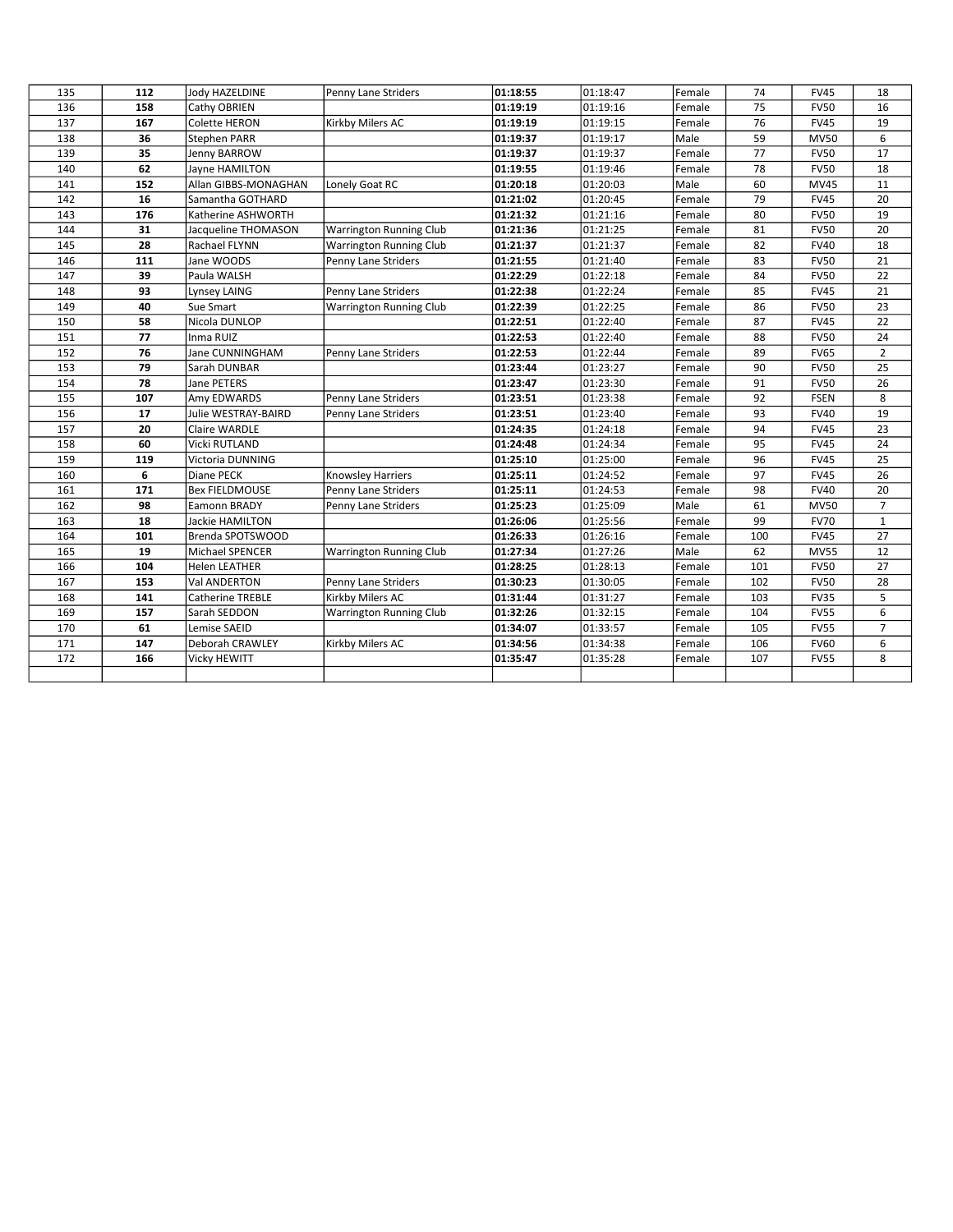| | | | | | | | | | |
|---|---|---|---|---|---|---|---|---|---|
| 135 | **112** | Jody HAZELDINE | Penny Lane Striders | **01:18:55** | 01:18:47 | Female | 74 | FV45 | 18 |
| 136 | **158** | Cathy OBRIEN | | **01:19:19** | 01:19:16 | Female | 75 | FV50 | 16 |
| 137 | **167** | Colette HERON | Kirkby Milers AC | **01:19:19** | 01:19:15 | Female | 76 | FV45 | 19 |
| 138 | **36** | Stephen PARR | | **01:19:37** | 01:19:17 | Male | 59 | MV50 | 6 |
| 139 | **35** | Jenny BARROW | | **01:19:37** | 01:19:37 | Female | 77 | FV50 | 17 |
| 140 | **62** | Jayne HAMILTON | | **01:19:55** | 01:19:46 | Female | 78 | FV50 | 18 |
| 141 | **152** | Allan GIBBS-MONAGHAN | Lonely Goat RC | **01:20:18** | 01:20:03 | Male | 60 | MV45 | 11 |
| 142 | **16** | Samantha GOTHARD | | **01:21:02** | 01:20:45 | Female | 79 | FV45 | 20 |
| 143 | **176** | Katherine ASHWORTH | | **01:21:32** | 01:21:16 | Female | 80 | FV50 | 19 |
| 144 | **31** | Jacqueline THOMASON | Warrington Running Club | **01:21:36** | 01:21:25 | Female | 81 | FV50 | 20 |
| 145 | **28** | Rachael FLYNN | Warrington Running Club | **01:21:37** | 01:21:37 | Female | 82 | FV40 | 18 |
| 146 | **111** | Jane WOODS | Penny Lane Striders | **01:21:55** | 01:21:40 | Female | 83 | FV50 | 21 |
| 147 | **39** | Paula WALSH | | **01:22:29** | 01:22:18 | Female | 84 | FV50 | 22 |
| 148 | **93** | Lynsey LAING | Penny Lane Striders | **01:22:38** | 01:22:24 | Female | 85 | FV45 | 21 |
| 149 | **40** | Sue Smart | Warrington Running Club | **01:22:39** | 01:22:25 | Female | 86 | FV50 | 23 |
| 150 | **58** | Nicola DUNLOP | | **01:22:51** | 01:22:40 | Female | 87 | FV45 | 22 |
| 151 | **77** | Inma RUIZ | | **01:22:53** | 01:22:40 | Female | 88 | FV50 | 24 |
| 152 | **76** | Jane CUNNINGHAM | Penny Lane Striders | **01:22:53** | 01:22:44 | Female | 89 | FV65 | 2 |
| 153 | **79** | Sarah DUNBAR | | **01:23:44** | 01:23:27 | Female | 90 | FV50 | 25 |
| 154 | **78** | Jane PETERS | | **01:23:47** | 01:23:30 | Female | 91 | FV50 | 26 |
| 155 | **107** | Amy EDWARDS | Penny Lane Striders | **01:23:51** | 01:23:38 | Female | 92 | FSEN | 8 |
| 156 | **17** | Julie WESTRAY-BAIRD | Penny Lane Striders | **01:23:51** | 01:23:40 | Female | 93 | FV40 | 19 |
| 157 | **20** | Claire WARDLE | | **01:24:35** | 01:24:18 | Female | 94 | FV45 | 23 |
| 158 | **60** | Vicki RUTLAND | | **01:24:48** | 01:24:34 | Female | 95 | FV45 | 24 |
| 159 | **119** | Victoria DUNNING | | **01:25:10** | 01:25:00 | Female | 96 | FV45 | 25 |
| 160 | **6** | Diane PECK | Knowsley Harriers | **01:25:11** | 01:24:52 | Female | 97 | FV45 | 26 |
| 161 | **171** | Bex FIELDMOUSE | Penny Lane Striders | **01:25:11** | 01:24:53 | Female | 98 | FV40 | 20 |
| 162 | **98** | Eamonn BRADY | Penny Lane Striders | **01:25:23** | 01:25:09 | Male | 61 | MV50 | 7 |
| 163 | **18** | Jackie HAMILTON | | **01:26:06** | 01:25:56 | Female | 99 | FV70 | 1 |
| 164 | **101** | Brenda SPOTSWOOD | | **01:26:33** | 01:26:16 | Female | 100 | FV45 | 27 |
| 165 | **19** | Michael SPENCER | Warrington Running Club | **01:27:34** | 01:27:26 | Male | 62 | MV55 | 12 |
| 166 | **104** | Helen LEATHER | | **01:28:25** | 01:28:13 | Female | 101 | FV50 | 27 |
| 167 | **153** | Val ANDERTON | Penny Lane Striders | **01:30:23** | 01:30:05 | Female | 102 | FV50 | 28 |
| 168 | **141** | Catherine TREBLE | Kirkby Milers AC | **01:31:44** | 01:31:27 | Female | 103 | FV35 | 5 |
| 169 | **157** | Sarah SEDDON | Warrington Running Club | **01:32:26** | 01:32:15 | Female | 104 | FV55 | 6 |
| 170 | **61** | Lemise SAEID | | **01:34:07** | 01:33:57 | Female | 105 | FV55 | 7 |
| 171 | **147** | Deborah CRAWLEY | Kirkby Milers AC | **01:34:56** | 01:34:38 | Female | 106 | FV60 | 6 |
| 172 | **166** | Vicky HEWITT | | **01:35:47** | 01:35:28 | Female | 107 | FV55 | 8 |
| | | | | | | | | | |